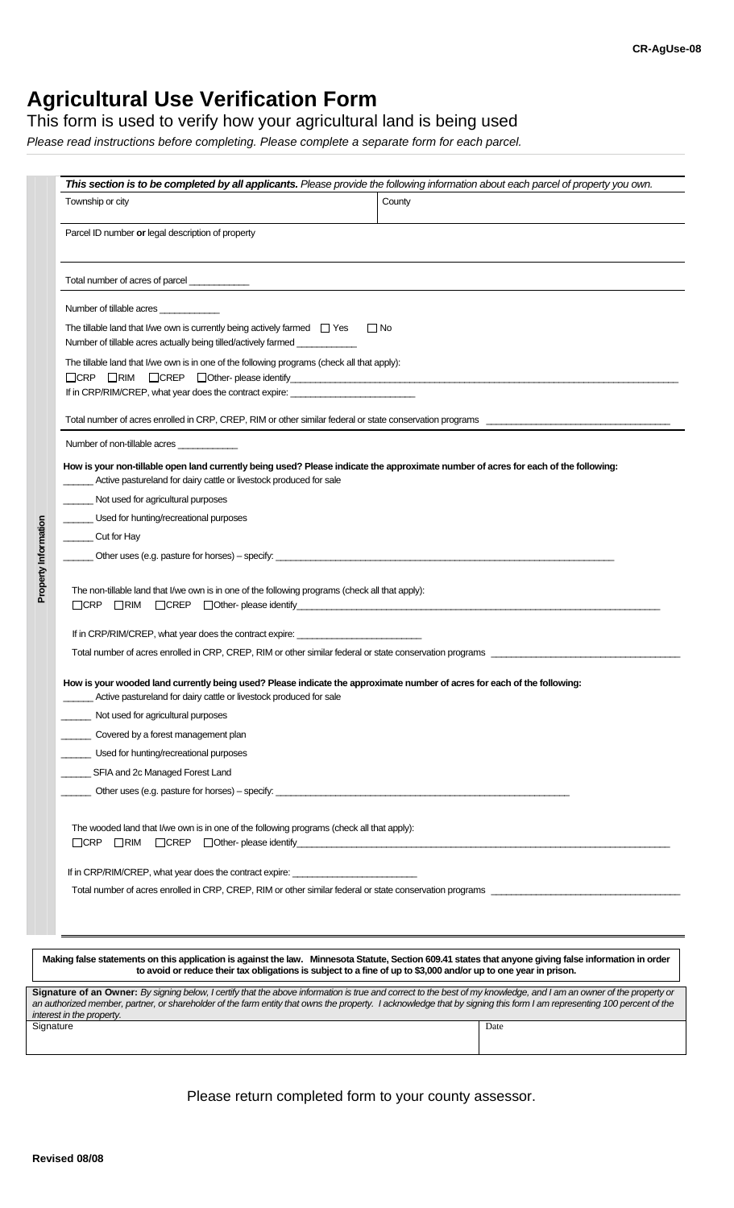CR-AgUse-08

# Agricultural Use Verification Form

## This form is used to verify how your agricultural land is being used

*Please read instructions before completing. Please complete a separate form for each parcel.*

**Property Information**

***This section is to be completed by all applicants.*** *Please provide the following information about each parcel of property you own.*

| Township or city | County |
|---|---|

Parcel ID number **or** legal description of property

Total number of acres of parcel ___________

Number of tillable acres ___________

The tillable land that I/we own is currently being actively farmed ☐ Yes ☐ No

Number of tillable acres actually being tilled/actively farmed ___________

The tillable land that I/we own is in one of the following programs (check all that apply):

☐CRP ☐RIM ☐CREP ☐Other- please identify_______________________________________________

If in CRP/RIM/CREP, what year does the contract expire: ________________________

Total number of acres enrolled in CRP, CREP, RIM or other similar federal or state conservation programs ___________________________________

Number of non-tillable acres ___________

**How is your non-tillable open land currently being used? Please indicate the approximate number of acres for each of the following:**

______ Active pastureland for dairy cattle or livestock produced for sale

______ Not used for agricultural purposes

______ Used for hunting/recreational purposes

______ Cut for Hay

______ Other uses (e.g. pasture for horses) – specify: _______________________________________________

The non-tillable land that I/we own is in one of the following programs (check all that apply):

☐CRP ☐RIM ☐CREP ☐Other- please identify_______________________________________________

If in CRP/RIM/CREP, what year does the contract expire: ________________________

Total number of acres enrolled in CRP, CREP, RIM or other similar federal or state conservation programs ___________________________________

**How is your wooded land currently being used? Please indicate the approximate number of acres for each of the following:**

______ Active pastureland for dairy cattle or livestock produced for sale

______ Not used for agricultural purposes

______ Covered by a forest management plan

______ Used for hunting/recreational purposes

______ SFIA and 2c Managed Forest Land

______ Other uses (e.g. pasture for horses) – specify: _______________________________________________

The wooded land that I/we own is in one of the following programs (check all that apply):

☐CRP ☐RIM ☐CREP ☐Other- please identify_______________________________________________

If in CRP/RIM/CREP, what year does the contract expire: ________________________

Total number of acres enrolled in CRP, CREP, RIM or other similar federal or state conservation programs ___________________________________

**Making false statements on this application is against the law. Minnesota Statute, Section 609.41 states that anyone giving false information in order to avoid or reduce their tax obligations is subject to a fine of up to $3,000 and/or up to one year in prison.**

**Signature of an Owner:** *By signing below, I certify that the above information is true and correct to the best of my knowledge, and I am an owner of the property or an authorized member, partner, or shareholder of the farm entity that owns the property. I acknowledge that by signing this form I am representing 100 percent of the interest in the property.*

| Signature | Date |
|---|---|

Please return completed form to your county assessor.

**Revised 08/08**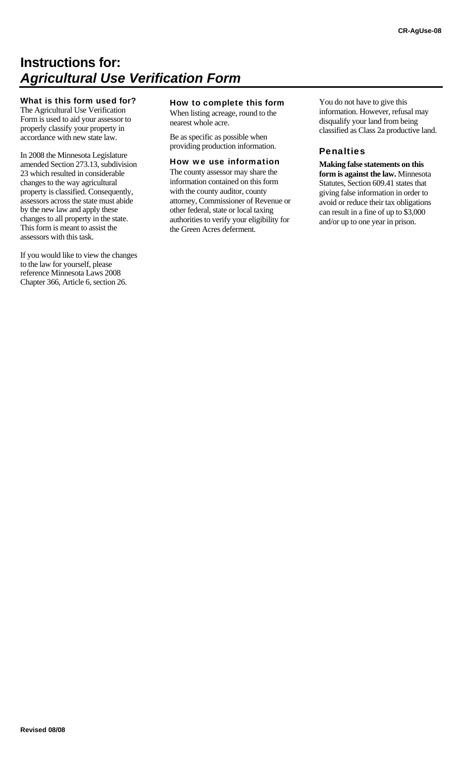# Instructions for: *Agricultural Use Verification Form*

### What is this form used for?

The Agricultural Use Verification Form is used to aid your assessor to properly classify your property in accordance with new state law.

In 2008 the Minnesota Legislature amended Section 273.13, subdivision 23 which resulted in considerable changes to the way agricultural property is classified. Consequently, assessors across the state must abide by the new law and apply these changes to all property in the state. This form is meant to assist the assessors with this task.

If you would like to view the changes to the law for yourself, please reference Minnesota Laws 2008 Chapter 366, Article 6, section 26.

### How to complete this form

When listing acreage, round to the nearest whole acre.

Be as specific as possible when providing production information.

### How we use information

The county assessor may share the information contained on this form with the county auditor, county attorney, Commissioner of Revenue or other federal, state or local taxing authorities to verify your eligibility for the Green Acres deferment.

You do not have to give this information. However, refusal may disqualify your land from being classified as Class 2a productive land.

## Penalties

**Making false statements on this form is against the law.** Minnesota Statutes, Section 609.41 states that giving false information in order to avoid or reduce their tax obligations can result in a fine of up to $3,000 and/or up to one year in prison.

**Revised 08/08**